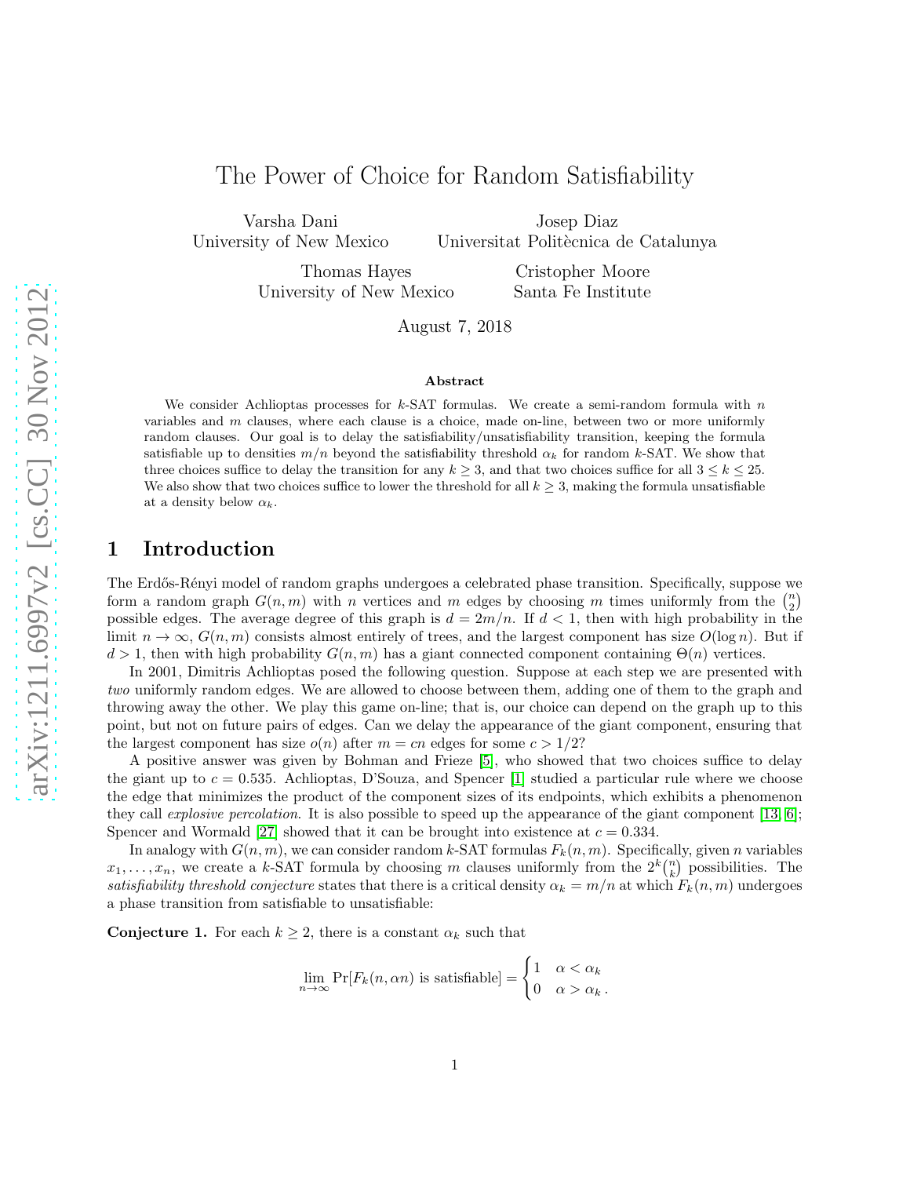# The Power of Choice for Random Satisfiability

Varsha Dani
University of New Mexico

Josep Diaz
Universitat Politècnica de Catalunya

Thomas Hayes
University of New Mexico

Cristopher Moore
Santa Fe Institute

August 7, 2018

### Abstract

We consider Achlioptas processes for $k$-SAT formulas. We create a semi-random formula with $n$ variables and $m$ clauses, where each clause is a choice, made on-line, between two or more uniformly random clauses. Our goal is to delay the satisfiability/unsatisfiability transition, keeping the formula satisfiable up to densities $m/n$ beyond the satisfiability threshold $\alpha_k$ for random $k$-SAT. We show that three choices suffice to delay the transition for any $k \geq 3$, and that two choices suffice for all $3 \leq k \leq 25$. We also show that two choices suffice to lower the threshold for all $k \geq 3$, making the formula unsatisfiable at a density below $\alpha_k$.

## 1 Introduction

The Erdős-Rényi model of random graphs undergoes a celebrated phase transition. Specifically, suppose we form a random graph $G(n, m)$ with $n$ vertices and $m$ edges by choosing $m$ times uniformly from the $\binom{n}{2}$ possible edges. The average degree of this graph is $d = 2m/n$. If $d < 1$, then with high probability in the limit $n \to \infty$, $G(n, m)$ consists almost entirely of trees, and the largest component has size $O(\log n)$. But if $d > 1$, then with high probability $G(n, m)$ has a giant connected component containing $\Theta(n)$ vertices.

In 2001, Dimitris Achlioptas posed the following question. Suppose at each step we are presented with *two* uniformly random edges. We are allowed to choose between them, adding one of them to the graph and throwing away the other. We play this game on-line; that is, our choice can depend on the graph up to this point, but not on future pairs of edges. Can we delay the appearance of the giant component, ensuring that the largest component has size $o(n)$ after $m = cn$ edges for some $c > 1/2$?

A positive answer was given by Bohman and Frieze [5], who showed that two choices suffice to delay the giant up to $c = 0.535$. Achlioptas, D'Souza, and Spencer [1] studied a particular rule where we choose the edge that minimizes the product of the component sizes of its endpoints, which exhibits a phenomenon they call *explosive percolation*. It is also possible to speed up the appearance of the giant component [13, 6]; Spencer and Wormald [27] showed that it can be brought into existence at $c = 0.334$.

In analogy with $G(n, m)$, we can consider random $k$-SAT formulas $F_k(n, m)$. Specifically, given $n$ variables $x_1, \ldots, x_n$, we create a $k$-SAT formula by choosing $m$ clauses uniformly from the $2^k\binom{n}{k}$ possibilities. The *satisfiability threshold conjecture* states that there is a critical density $\alpha_k = m/n$ at which $F_k(n, m)$ undergoes a phase transition from satisfiable to unsatisfiable:

**Conjecture 1.** For each $k \geq 2$, there is a constant $\alpha_k$ such that

$$\lim_{n\to\infty} \Pr[F_k(n, \alpha n) \text{ is satisfiable}] = \begin{cases} 1 & \alpha < \alpha_k \\ 0 & \alpha > \alpha_k \, . \end{cases}$$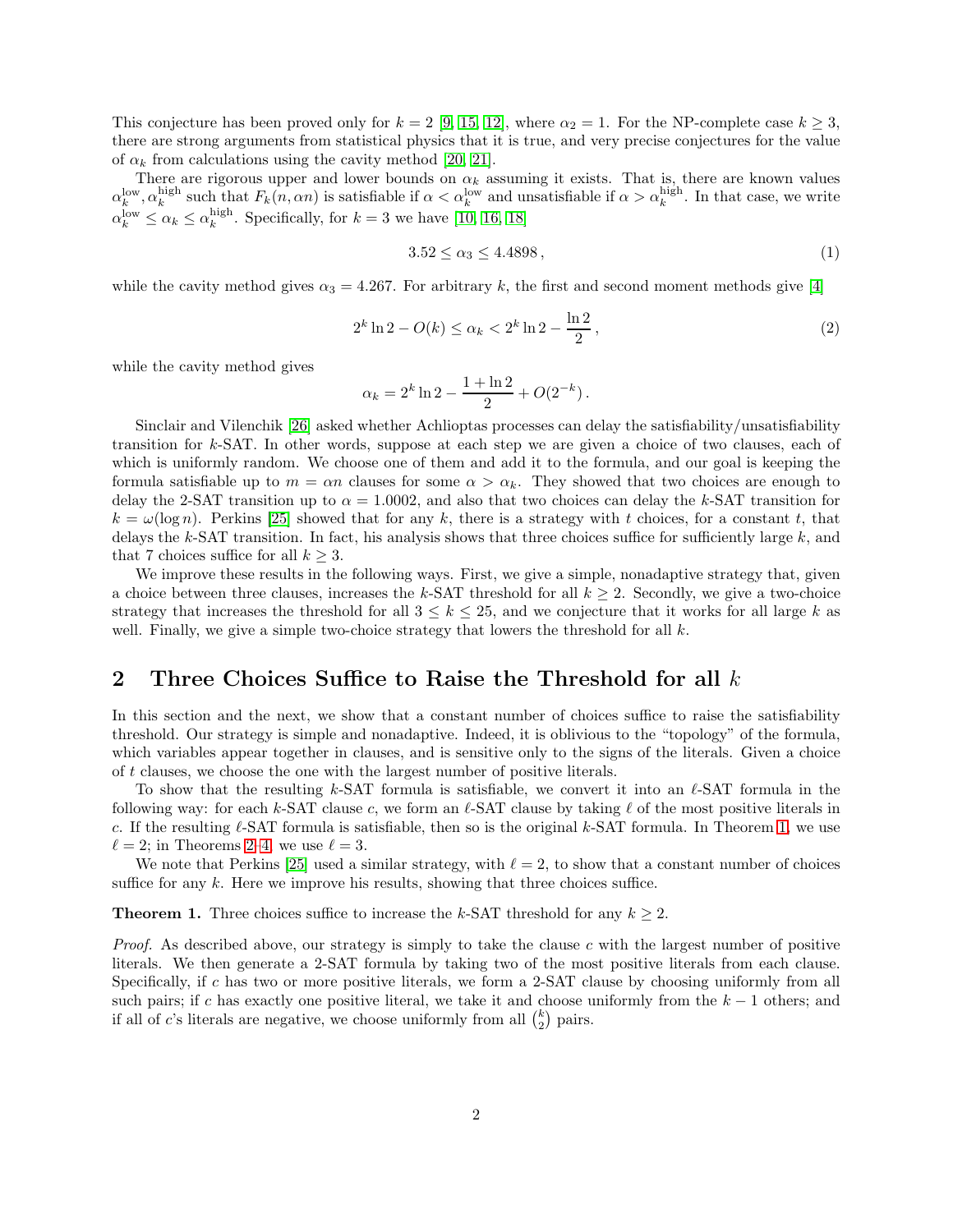This conjecture has been proved only for $k = 2$ [9, 15, 12], where $\alpha_2 = 1$. For the NP-complete case $k \geq 3$, there are strong arguments from statistical physics that it is true, and very precise conjectures for the value of $\alpha_k$ from calculations using the cavity method [20, 21].

There are rigorous upper and lower bounds on $\alpha_k$ assuming it exists. That is, there are known values $\alpha_k^{\text{low}}, \alpha_k^{\text{high}}$ such that $F_k(n, \alpha n)$ is satisfiable if $\alpha < \alpha_k^{\text{low}}$ and unsatisfiable if $\alpha > \alpha_k^{\text{high}}$. In that case, we write $\alpha_k^{\text{low}} \leq \alpha_k \leq \alpha_k^{\text{high}}$. Specifically, for $k = 3$ we have [10, 16, 18]

$$3.52 \leq \alpha_3 \leq 4.4898\,, \tag{1}$$

while the cavity method gives $\alpha_3 = 4.267$. For arbitrary $k$, the first and second moment methods give [4]

$$2^k \ln 2 - O(k) \leq \alpha_k < 2^k \ln 2 - \frac{\ln 2}{2}\,, \tag{2}$$

while the cavity method gives

$$\alpha_k = 2^k \ln 2 - \frac{1 + \ln 2}{2} + O(2^{-k})\,.$$

Sinclair and Vilenchik [26] asked whether Achlioptas processes can delay the satisfiability/unsatisfiability transition for $k$-SAT. In other words, suppose at each step we are given a choice of two clauses, each of which is uniformly random. We choose one of them and add it to the formula, and our goal is keeping the formula satisfiable up to $m = \alpha n$ clauses for some $\alpha > \alpha_k$. They showed that two choices are enough to delay the 2-SAT transition up to $\alpha = 1.0002$, and also that two choices can delay the $k$-SAT transition for $k = \omega(\log n)$. Perkins [25] showed that for any $k$, there is a strategy with $t$ choices, for a constant $t$, that delays the $k$-SAT transition. In fact, his analysis shows that three choices suffice for sufficiently large $k$, and that 7 choices suffice for all $k \geq 3$.

We improve these results in the following ways. First, we give a simple, nonadaptive strategy that, given a choice between three clauses, increases the $k$-SAT threshold for all $k \geq 2$. Secondly, we give a two-choice strategy that increases the threshold for all $3 \leq k \leq 25$, and we conjecture that it works for all large $k$ as well. Finally, we give a simple two-choice strategy that lowers the threshold for all $k$.

## 2 Three Choices Suffice to Raise the Threshold for all $k$

In this section and the next, we show that a constant number of choices suffice to raise the satisfiability threshold. Our strategy is simple and nonadaptive. Indeed, it is oblivious to the "topology" of the formula, which variables appear together in clauses, and is sensitive only to the signs of the literals. Given a choice of $t$ clauses, we choose the one with the largest number of positive literals.

To show that the resulting $k$-SAT formula is satisfiable, we convert it into an $\ell$-SAT formula in the following way: for each $k$-SAT clause $c$, we form an $\ell$-SAT clause by taking $\ell$ of the most positive literals in $c$. If the resulting $\ell$-SAT formula is satisfiable, then so is the original $k$-SAT formula. In Theorem 1, we use $\ell = 2$; in Theorems 2–4, we use $\ell = 3$.

We note that Perkins [25] used a similar strategy, with $\ell = 2$, to show that a constant number of choices suffice for any $k$. Here we improve his results, showing that three choices suffice.

**Theorem 1.** *Three choices suffice to increase the $k$-SAT threshold for any $k \geq 2$.*

*Proof.* As described above, our strategy is simply to take the clause $c$ with the largest number of positive literals. We then generate a 2-SAT formula by taking two of the most positive literals from each clause. Specifically, if $c$ has two or more positive literals, we form a 2-SAT clause by choosing uniformly from all such pairs; if $c$ has exactly one positive literal, we take it and choose uniformly from the $k - 1$ others; and if all of $c$'s literals are negative, we choose uniformly from all $\binom{k}{2}$ pairs.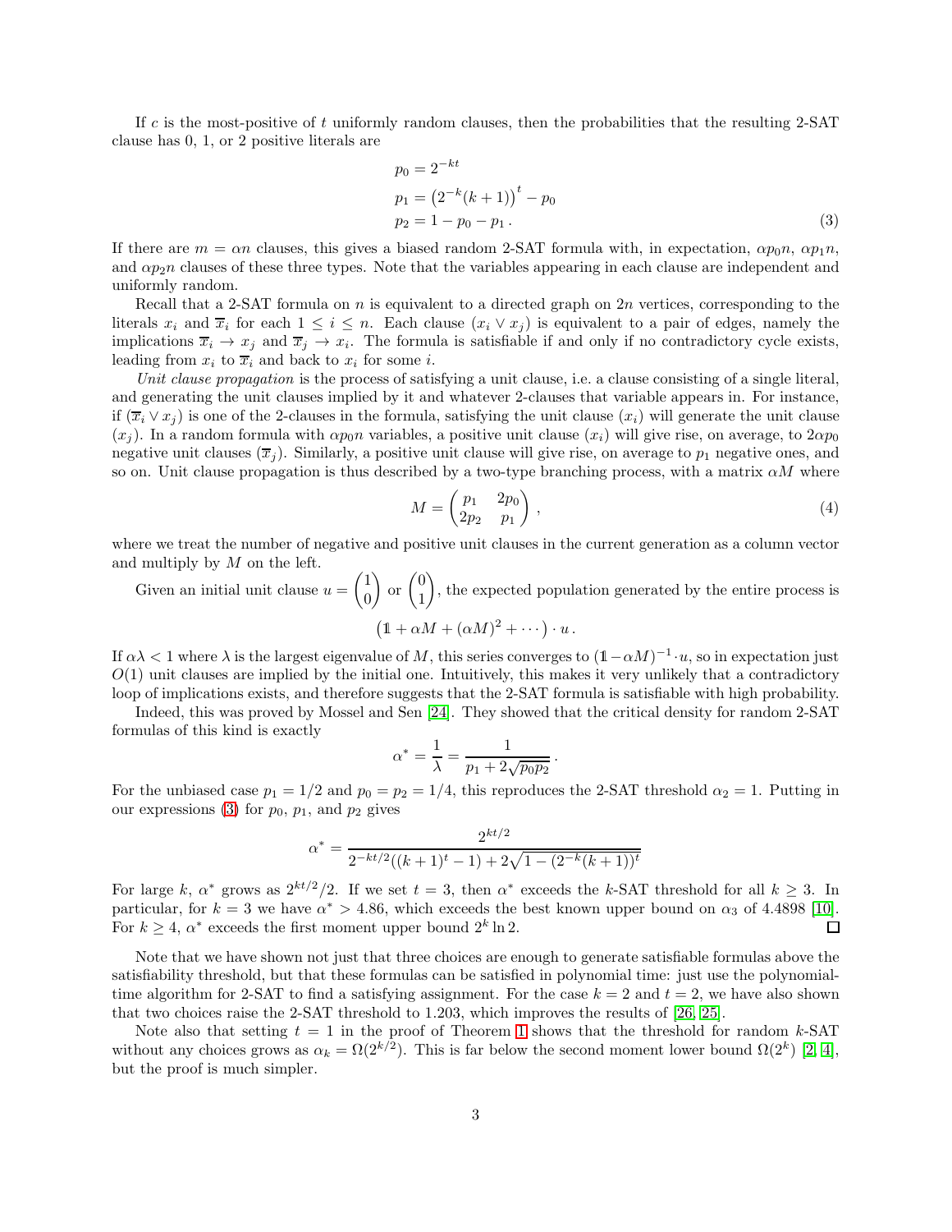If $c$ is the most-positive of $t$ uniformly random clauses, then the probabilities that the resulting 2-SAT clause has 0, 1, or 2 positive literals are

$$
\begin{aligned}
p_0 &= 2^{-kt} \\
p_1 &= \left(2^{-k}(k+1)\right)^t - p_0 \\
p_2 &= 1 - p_0 - p_1 \,.
\end{aligned}
\tag{3}
$$

If there are $m = \alpha n$ clauses, this gives a biased random 2-SAT formula with, in expectation, $\alpha p_0 n$, $\alpha p_1 n$, and $\alpha p_2 n$ clauses of these three types. Note that the variables appearing in each clause are independent and uniformly random.

Recall that a 2-SAT formula on $n$ is equivalent to a directed graph on $2n$ vertices, corresponding to the literals $x_i$ and $\overline{x}_i$ for each $1 \le i \le n$. Each clause $(x_i \vee x_j)$ is equivalent to a pair of edges, namely the implications $\overline{x}_i \to x_j$ and $\overline{x}_j \to x_i$. The formula is satisfiable if and only if no contradictory cycle exists, leading from $x_i$ to $\overline{x}_i$ and back to $x_i$ for some $i$.

*Unit clause propagation* is the process of satisfying a unit clause, i.e. a clause consisting of a single literal, and generating the unit clauses implied by it and whatever 2-clauses that variable appears in. For instance, if $(\overline{x}_i \vee x_j)$ is one of the 2-clauses in the formula, satisfying the unit clause $(x_i)$ will generate the unit clause $(x_j)$. In a random formula with $\alpha p_0 n$ variables, a positive unit clause $(x_i)$ will give rise, on average, to $2\alpha p_0$ negative unit clauses $(\overline{x}_j)$. Similarly, a positive unit clause will give rise, on average to $p_1$ negative ones, and so on. Unit clause propagation is thus described by a two-type branching process, with a matrix $\alpha M$ where

$$
M = \begin{pmatrix} p_1 & 2p_0 \\ 2p_2 & p_1 \end{pmatrix} ,
\tag{4}
$$

where we treat the number of negative and positive unit clauses in the current generation as a column vector and multiply by $M$ on the left.

Given an initial unit clause $u = \begin{pmatrix} 1 \\ 0 \end{pmatrix}$ or $\begin{pmatrix} 0 \\ 1 \end{pmatrix}$, the expected population generated by the entire process is

$$
\left(\mathbb{1} + \alpha M + (\alpha M)^2 + \cdots \right) \cdot u \,.
$$

If $\alpha \lambda < 1$ where $\lambda$ is the largest eigenvalue of $M$, this series converges to $(\mathbb{1} - \alpha M)^{-1} \cdot u$, so in expectation just $O(1)$ unit clauses are implied by the initial one. Intuitively, this makes it very unlikely that a contradictory loop of implications exists, and therefore suggests that the 2-SAT formula is satisfiable with high probability.

Indeed, this was proved by Mossel and Sen [24]. They showed that the critical density for random 2-SAT formulas of this kind is exactly

$$
\alpha^* = \frac{1}{\lambda} = \frac{1}{p_1 + 2\sqrt{p_0 p_2}} \,.
$$

For the unbiased case $p_1 = 1/2$ and $p_0 = p_2 = 1/4$, this reproduces the 2-SAT threshold $\alpha_2 = 1$. Putting in our expressions (3) for $p_0$, $p_1$, and $p_2$ gives

$$
\alpha^* = \frac{2^{kt/2}}{2^{-kt/2}((k+1)^t - 1) + 2\sqrt{1 - (2^{-k}(k+1))^t}}
$$

For large $k$, $\alpha^*$ grows as $2^{kt/2}/2$. If we set $t = 3$, then $\alpha^*$ exceeds the $k$-SAT threshold for all $k \ge 3$. In particular, for $k = 3$ we have $\alpha^* > 4.86$, which exceeds the best known upper bound on $\alpha_3$ of 4.4898 [10]. For $k \ge 4$, $\alpha^*$ exceeds the first moment upper bound $2^k \ln 2$. ☐

Note that we have shown not just that three choices are enough to generate satisfiable formulas above the satisfiability threshold, but that these formulas can be satisfied in polynomial time: just use the polynomial-time algorithm for 2-SAT to find a satisfying assignment. For the case $k = 2$ and $t = 2$, we have also shown that two choices raise the 2-SAT threshold to 1.203, which improves the results of [26, 25].

Note also that setting $t = 1$ in the proof of Theorem 1 shows that the threshold for random $k$-SAT without any choices grows as $\alpha_k = \Omega(2^{k/2})$. This is far below the second moment lower bound $\Omega(2^k)$ [2, 4], but the proof is much simpler.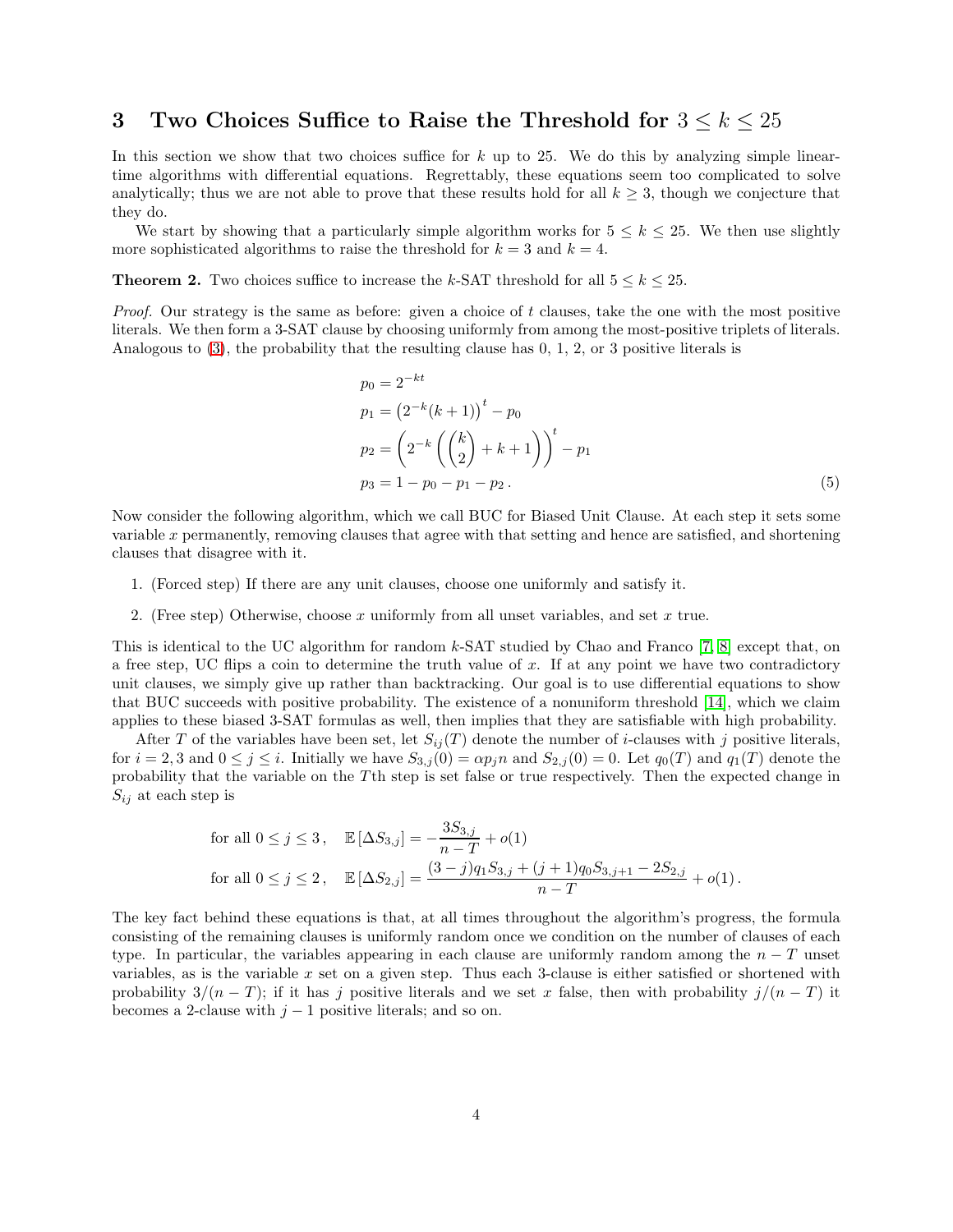## 3 Two Choices Suffice to Raise the Threshold for $3 \le k \le 25$

In this section we show that two choices suffice for $k$ up to 25. We do this by analyzing simple linear-time algorithms with differential equations. Regrettably, these equations seem too complicated to solve analytically; thus we are not able to prove that these results hold for all $k \ge 3$, though we conjecture that they do.

We start by showing that a particularly simple algorithm works for $5 \le k \le 25$. We then use slightly more sophisticated algorithms to raise the threshold for $k = 3$ and $k = 4$.

**Theorem 2.** Two choices suffice to increase the $k$-SAT threshold for all $5 \le k \le 25$.

*Proof.* Our strategy is the same as before: given a choice of $t$ clauses, take the one with the most positive literals. We then form a 3-SAT clause by choosing uniformly from among the most-positive triplets of literals. Analogous to (3), the probability that the resulting clause has 0, 1, 2, or 3 positive literals is

$$
\begin{aligned}
p_0 &= 2^{-kt} \\
p_1 &= \left(2^{-k}(k+1)\right)^t - p_0 \\
p_2 &= \left(2^{-k}\left(\binom{k}{2} + k + 1\right)\right)^t - p_1 \\
p_3 &= 1 - p_0 - p_1 - p_2 \,.
\end{aligned}
\tag{5}
$$

Now consider the following algorithm, which we call BUC for Biased Unit Clause. At each step it sets some variable $x$ permanently, removing clauses that agree with that setting and hence are satisfied, and shortening clauses that disagree with it.

1. (Forced step) If there are any unit clauses, choose one uniformly and satisfy it.
2. (Free step) Otherwise, choose $x$ uniformly from all unset variables, and set $x$ true.

This is identical to the UC algorithm for random $k$-SAT studied by Chao and Franco [7, 8] except that, on a free step, UC flips a coin to determine the truth value of $x$. If at any point we have two contradictory unit clauses, we simply give up rather than backtracking. Our goal is to use differential equations to show that BUC succeeds with positive probability. The existence of a nonuniform threshold [14], which we claim applies to these biased 3-SAT formulas as well, then implies that they are satisfiable with high probability.

After $T$ of the variables have been set, let $S_{ij}(T)$ denote the number of $i$-clauses with $j$ positive literals, for $i = 2, 3$ and $0 \le j \le i$. Initially we have $S_{3,j}(0) = \alpha p_j n$ and $S_{2,j}(0) = 0$. Let $q_0(T)$ and $q_1(T)$ denote the probability that the variable on the $T$th step is set false or true respectively. Then the expected change in $S_{ij}$ at each step is

$$
\begin{aligned}
\text{for all } 0 \le j \le 3\,, \quad & \mathbb{E}\left[\Delta S_{3,j}\right] = -\frac{3S_{3,j}}{n-T} + o(1) \\
\text{for all } 0 \le j \le 2\,, \quad & \mathbb{E}\left[\Delta S_{2,j}\right] = \frac{(3-j)q_1 S_{3,j} + (j+1)q_0 S_{3,j+1} - 2S_{2,j}}{n-T} + o(1)\,.
\end{aligned}
$$

The key fact behind these equations is that, at all times throughout the algorithm's progress, the formula consisting of the remaining clauses is uniformly random once we condition on the number of clauses of each type. In particular, the variables appearing in each clause are uniformly random among the $n - T$ unset variables, as is the variable $x$ set on a given step. Thus each 3-clause is either satisfied or shortened with probability $3/(n-T)$; if it has $j$ positive literals and we set $x$ false, then with probability $j/(n-T)$ it becomes a 2-clause with $j-1$ positive literals; and so on.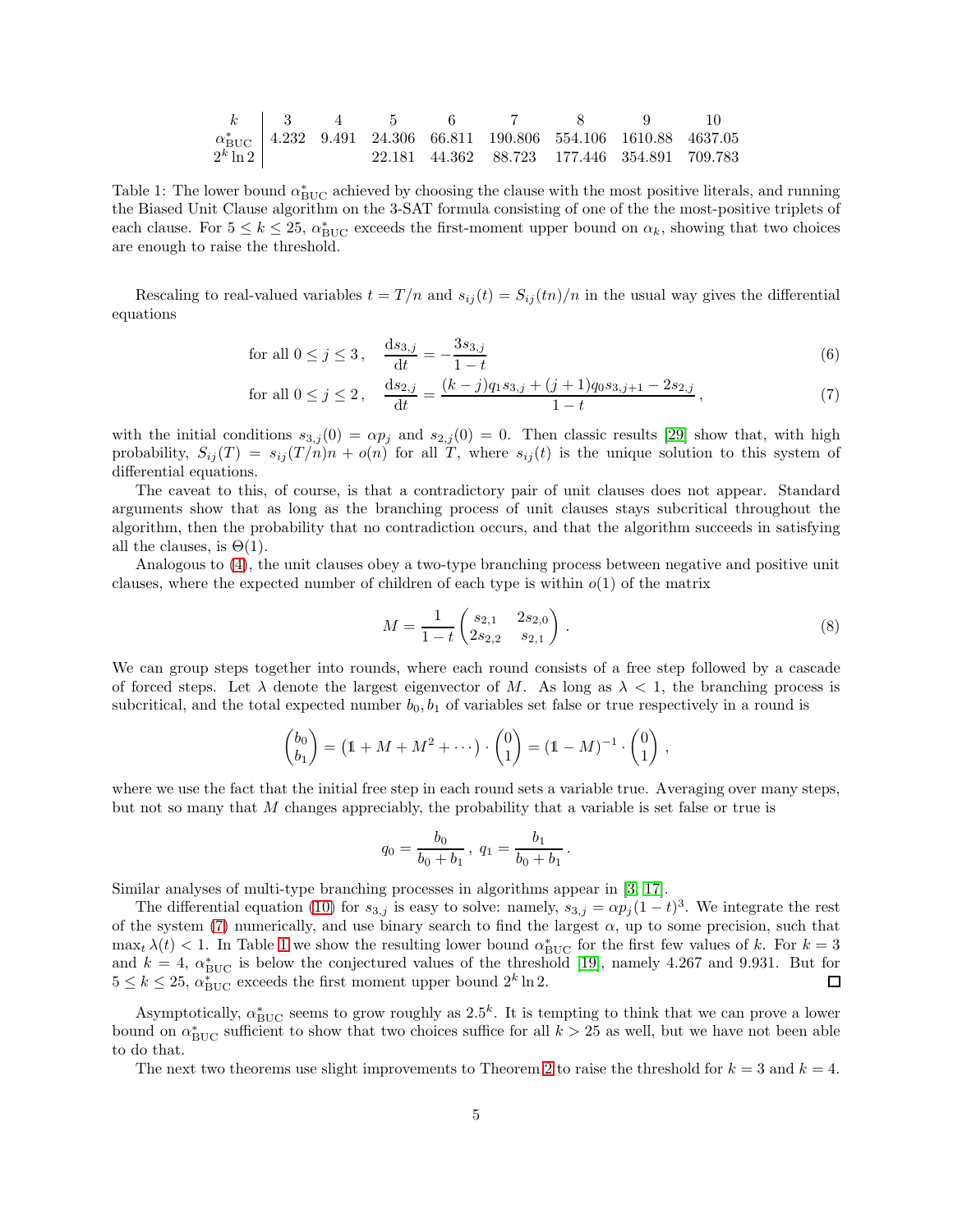| $k$ | 3 | 4 | 5 | 6 | 7 | 8 | 9 | 10 |
|---|---|---|---|---|---|---|---|---|
| $\alpha^*_{\mathrm{BUC}}$ | 4.232 | 9.491 | 24.306 | 66.811 | 190.806 | 554.106 | 1610.88 | 4637.05 |
| $2^k \ln 2$ | | | 22.181 | 44.362 | 88.723 | 177.446 | 354.891 | 709.783 |

Table 1: The lower bound $\alpha^*_{\mathrm{BUC}}$ achieved by choosing the clause with the most positive literals, and running the Biased Unit Clause algorithm on the 3-SAT formula consisting of one of the the most-positive triplets of each clause. For $5 \le k \le 25$, $\alpha^*_{\mathrm{BUC}}$ exceeds the first-moment upper bound on $\alpha_k$, showing that two choices are enough to raise the threshold.

Rescaling to real-valued variables $t = T/n$ and $s_{ij}(t) = S_{ij}(tn)/n$ in the usual way gives the differential equations

$$\text{for all } 0 \le j \le 3\,, \quad \frac{\mathrm{d}s_{3,j}}{\mathrm{d}t} = -\frac{3s_{3,j}}{1-t} \tag{6}$$

$$\text{for all } 0 \le j \le 2\,, \quad \frac{\mathrm{d}s_{2,j}}{\mathrm{d}t} = \frac{(k-j)q_1 s_{3,j} + (j+1)q_0 s_{3,j+1} - 2s_{2,j}}{1-t}\,, \tag{7}$$

with the initial conditions $s_{3,j}(0) = \alpha p_j$ and $s_{2,j}(0) = 0$. Then classic results [29] show that, with high probability, $S_{ij}(T) = s_{ij}(T/n)n + o(n)$ for all $T$, where $s_{ij}(t)$ is the unique solution to this system of differential equations.

The caveat to this, of course, is that a contradictory pair of unit clauses does not appear. Standard arguments show that as long as the branching process of unit clauses stays subcritical throughout the algorithm, then the probability that no contradiction occurs, and that the algorithm succeeds in satisfying all the clauses, is $\Theta(1)$.

Analogous to (4), the unit clauses obey a two-type branching process between negative and positive unit clauses, where the expected number of children of each type is within $o(1)$ of the matrix

$$M = \frac{1}{1-t}\begin{pmatrix} s_{2,1} & 2s_{2,0} \\ 2s_{2,2} & s_{2,1} \end{pmatrix}. \tag{8}$$

We can group steps together into rounds, where each round consists of a free step followed by a cascade of forced steps. Let $\lambda$ denote the largest eigenvector of $M$. As long as $\lambda < 1$, the branching process is subcritical, and the total expected number $b_0, b_1$ of variables set false or true respectively in a round is

$$\begin{pmatrix} b_0 \\ b_1 \end{pmatrix} = \left(\mathbb{1} + M + M^2 + \cdots\right) \cdot \begin{pmatrix} 0 \\ 1 \end{pmatrix} = (\mathbb{1} - M)^{-1} \cdot \begin{pmatrix} 0 \\ 1 \end{pmatrix},$$

where we use the fact that the initial free step in each round sets a variable true. Averaging over many steps, but not so many that $M$ changes appreciably, the probability that a variable is set false or true is

$$q_0 = \frac{b_0}{b_0 + b_1}\,,\ q_1 = \frac{b_1}{b_0 + b_1}\,.$$

Similar analyses of multi-type branching processes in algorithms appear in [3, 17].

The differential equation (10) for $s_{3,j}$ is easy to solve: namely, $s_{3,j} = \alpha p_j (1-t)^3$. We integrate the rest of the system (7) numerically, and use binary search to find the largest $\alpha$, up to some precision, such that $\max_t \lambda(t) < 1$. In Table 1 we show the resulting lower bound $\alpha^*_{\mathrm{BUC}}$ for the first few values of $k$. For $k = 3$ and $k = 4$, $\alpha^*_{\mathrm{BUC}}$ is below the conjectured values of the threshold [19], namely 4.267 and 9.931. But for $5 \le k \le 25$, $\alpha^*_{\mathrm{BUC}}$ exceeds the first moment upper bound $2^k \ln 2$. □

Asymptotically, $\alpha^*_{\mathrm{BUC}}$ seems to grow roughly as $2.5^k$. It is tempting to think that we can prove a lower bound on $\alpha^*_{\mathrm{BUC}}$ sufficient to show that two choices suffice for all $k > 25$ as well, but we have not been able to do that.

The next two theorems use slight improvements to Theorem 2 to raise the threshold for $k = 3$ and $k = 4$.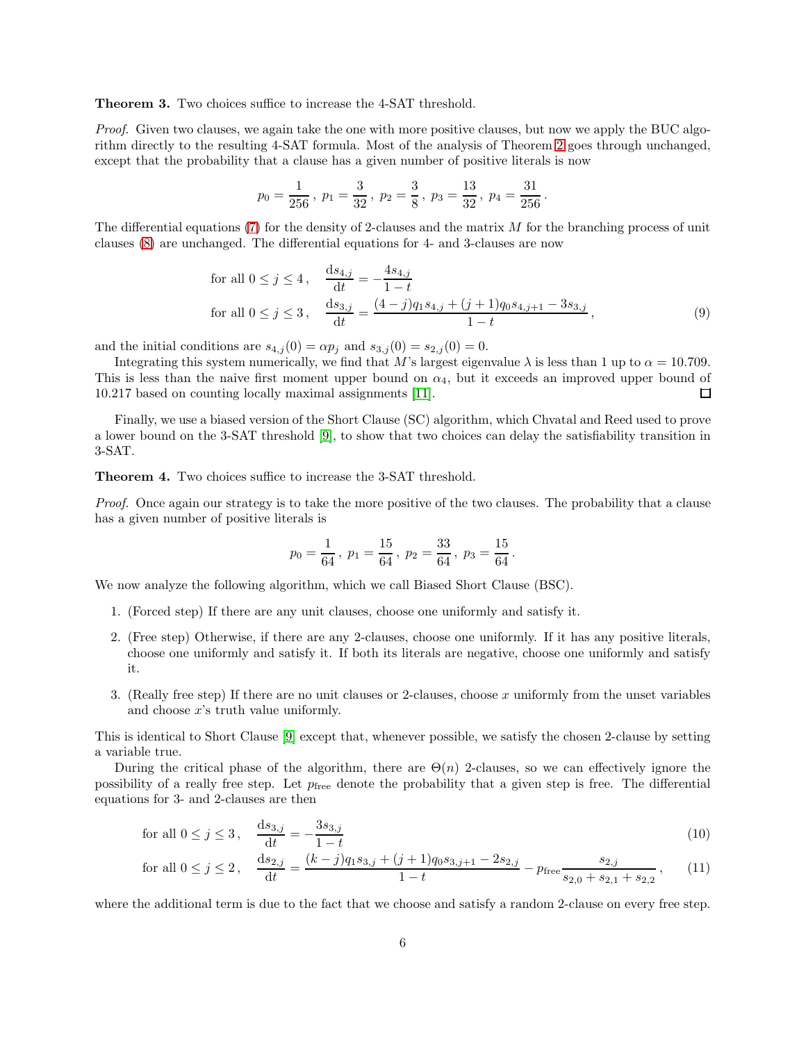**Theorem 3.** Two choices suffice to increase the 4-SAT threshold.

*Proof.* Given two clauses, we again take the one with more positive clauses, but now we apply the BUC algorithm directly to the resulting 4-SAT formula. Most of the analysis of Theorem 2 goes through unchanged, except that the probability that a clause has a given number of positive literals is now

$$p_0 = \frac{1}{256}\,,\; p_1 = \frac{3}{32}\,,\; p_2 = \frac{3}{8}\,,\; p_3 = \frac{13}{32}\,,\; p_4 = \frac{31}{256}\,.$$

The differential equations (7) for the density of 2-clauses and the matrix $M$ for the branching process of unit clauses (8) are unchanged. The differential equations for 4- and 3-clauses are now

$$\begin{aligned}
\text{for all } 0 \le j \le 4\,, \quad & \frac{\mathrm{d}s_{4,j}}{\mathrm{d}t} = -\frac{4s_{4,j}}{1-t} \\
\text{for all } 0 \le j \le 3\,, \quad & \frac{\mathrm{d}s_{3,j}}{\mathrm{d}t} = \frac{(4-j)q_1 s_{4,j} + (j+1)q_0 s_{4,j+1} - 3s_{3,j}}{1-t}\,,
\end{aligned} \tag{9}$$

and the initial conditions are $s_{4,j}(0) = \alpha p_j$ and $s_{3,j}(0) = s_{2,j}(0) = 0$.

Integrating this system numerically, we find that $M$'s largest eigenvalue $\lambda$ is less than 1 up to $\alpha = 10.709$. This is less than the naive first moment upper bound on $\alpha_4$, but it exceeds an improved upper bound of 10.217 based on counting locally maximal assignments [11]. ☐

Finally, we use a biased version of the Short Clause (SC) algorithm, which Chvatal and Reed used to prove a lower bound on the 3-SAT threshold [9], to show that two choices can delay the satisfiability transition in 3-SAT.

**Theorem 4.** Two choices suffice to increase the 3-SAT threshold.

*Proof.* Once again our strategy is to take the more positive of the two clauses. The probability that a clause has a given number of positive literals is

$$p_0 = \frac{1}{64}\,,\; p_1 = \frac{15}{64}\,,\; p_2 = \frac{33}{64}\,,\; p_3 = \frac{15}{64}\,.$$

We now analyze the following algorithm, which we call Biased Short Clause (BSC).

1. (Forced step) If there are any unit clauses, choose one uniformly and satisfy it.
2. (Free step) Otherwise, if there are any 2-clauses, choose one uniformly. If it has any positive literals, choose one uniformly and satisfy it. If both its literals are negative, choose one uniformly and satisfy it.
3. (Really free step) If there are no unit clauses or 2-clauses, choose $x$ uniformly from the unset variables and choose $x$'s truth value uniformly.

This is identical to Short Clause [9] except that, whenever possible, we satisfy the chosen 2-clause by setting a variable true.

During the critical phase of the algorithm, there are $\Theta(n)$ 2-clauses, so we can effectively ignore the possibility of a really free step. Let $p_{\text{free}}$ denote the probability that a given step is free. The differential equations for 3- and 2-clauses are then

$$\text{for all } 0 \le j \le 3\,, \quad \frac{\mathrm{d}s_{3,j}}{\mathrm{d}t} = -\frac{3s_{3,j}}{1-t} \tag{10}$$

$$\text{for all } 0 \le j \le 2\,, \quad \frac{\mathrm{d}s_{2,j}}{\mathrm{d}t} = \frac{(k-j)q_1 s_{3,j} + (j+1)q_0 s_{3,j+1} - 2s_{2,j}}{1-t} - p_{\text{free}} \frac{s_{2,j}}{s_{2,0} + s_{2,1} + s_{2,2}}\,, \tag{11}$$

where the additional term is due to the fact that we choose and satisfy a random 2-clause on every free step.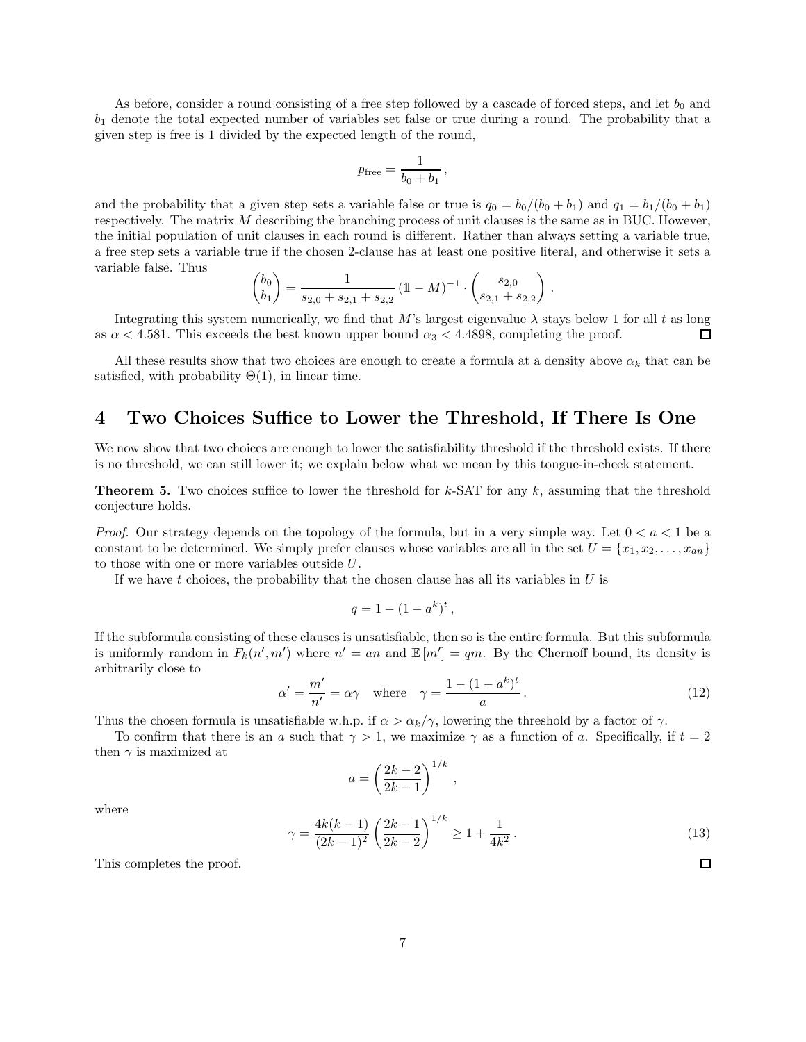As before, consider a round consisting of a free step followed by a cascade of forced steps, and let $b_0$ and $b_1$ denote the total expected number of variables set false or true during a round. The probability that a given step is free is 1 divided by the expected length of the round,

$$p_{\text{free}} = \frac{1}{b_0 + b_1},$$

and the probability that a given step sets a variable false or true is $q_0 = b_0/(b_0 + b_1)$ and $q_1 = b_1/(b_0 + b_1)$ respectively. The matrix $M$ describing the branching process of unit clauses is the same as in BUC. However, the initial population of unit clauses in each round is different. Rather than always setting a variable true, a free step sets a variable true if the chosen 2-clause has at least one positive literal, and otherwise it sets a variable false. Thus

$$\begin{pmatrix} b_0 \\ b_1 \end{pmatrix} = \frac{1}{s_{2,0} + s_{2,1} + s_{2,2}} (\mathbb{1} - M)^{-1} \cdot \begin{pmatrix} s_{2,0} \\ s_{2,1} + s_{2,2} \end{pmatrix}.$$

Integrating this system numerically, we find that $M$'s largest eigenvalue $\lambda$ stays below 1 for all $t$ as long as $\alpha < 4.581$. This exceeds the best known upper bound $\alpha_3 < 4.4898$, completing the proof. □

All these results show that two choices are enough to create a formula at a density above $\alpha_k$ that can be satisfied, with probability $\Theta(1)$, in linear time.

## 4 Two Choices Suffice to Lower the Threshold, If There Is One

We now show that two choices are enough to lower the satisfiability threshold if the threshold exists. If there is no threshold, we can still lower it; we explain below what we mean by this tongue-in-cheek statement.

**Theorem 5.** Two choices suffice to lower the threshold for $k$-SAT for any $k$, assuming that the threshold conjecture holds.

*Proof.* Our strategy depends on the topology of the formula, but in a very simple way. Let $0 < a < 1$ be a constant to be determined. We simply prefer clauses whose variables are all in the set $U = \{x_1, x_2, \ldots, x_{an}\}$ to those with one or more variables outside $U$.

If we have $t$ choices, the probability that the chosen clause has all its variables in $U$ is

$$q = 1 - (1 - a^k)^t,$$

If the subformula consisting of these clauses is unsatisfiable, then so is the entire formula. But this subformula is uniformly random in $F_k(n', m')$ where $n' = an$ and $\mathbb{E}[m'] = qm$. By the Chernoff bound, its density is arbitrarily close to

$$\alpha' = \frac{m'}{n'} = \alpha\gamma \quad \text{where} \quad \gamma = \frac{1 - (1 - a^k)^t}{a}. \tag{12}$$

Thus the chosen formula is unsatisfiable w.h.p. if $\alpha > \alpha_k/\gamma$, lowering the threshold by a factor of $\gamma$.

To confirm that there is an $a$ such that $\gamma > 1$, we maximize $\gamma$ as a function of $a$. Specifically, if $t = 2$ then $\gamma$ is maximized at

$$a = \left(\frac{2k - 2}{2k - 1}\right)^{1/k},$$

where

$$\gamma = \frac{4k(k-1)}{(2k-1)^2}\left(\frac{2k-1}{2k-2}\right)^{1/k} \geq 1 + \frac{1}{4k^2}. \tag{13}$$

This completes the proof. □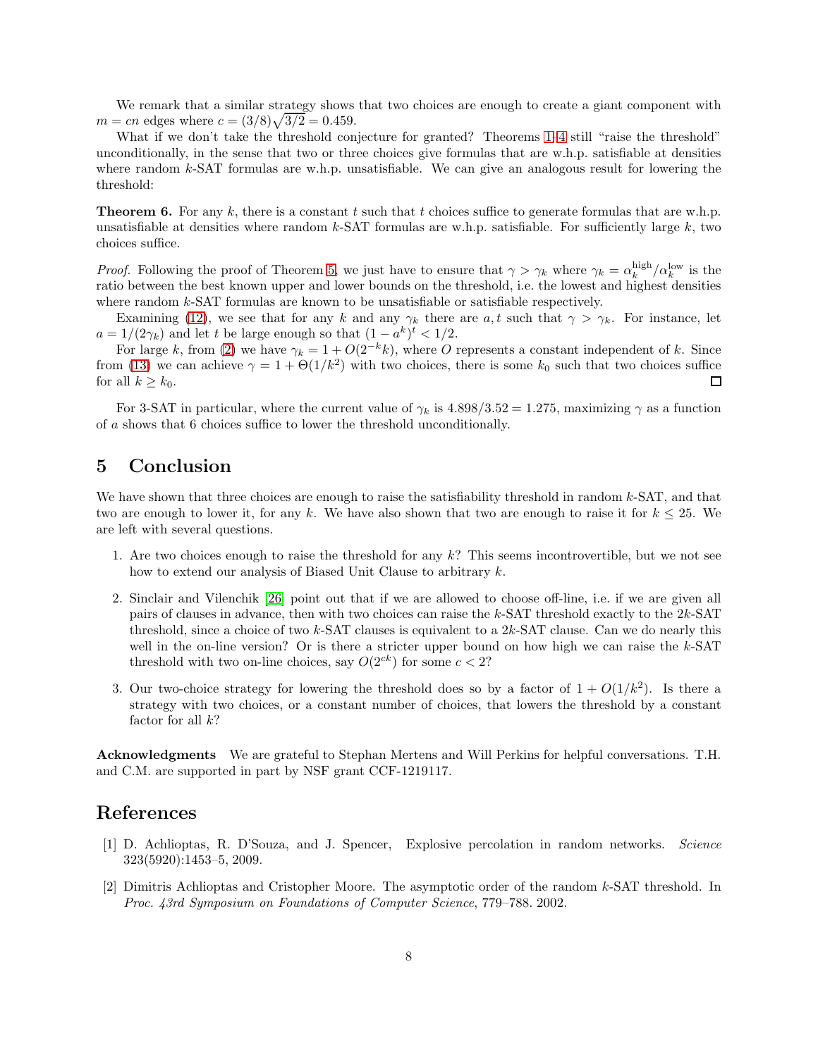We remark that a similar strategy shows that two choices are enough to create a giant component with $m = cn$ edges where $c = (3/8)\sqrt{3/2} = 0.459$.

What if we don't take the threshold conjecture for granted? Theorems 1–4 still "raise the threshold" unconditionally, in the sense that two or three choices give formulas that are w.h.p. satisfiable at densities where random $k$-SAT formulas are w.h.p. unsatisfiable. We can give an analogous result for lowering the threshold:

**Theorem 6.** For any $k$, there is a constant $t$ such that $t$ choices suffice to generate formulas that are w.h.p. unsatisfiable at densities where random $k$-SAT formulas are w.h.p. satisfiable. For sufficiently large $k$, two choices suffice.

*Proof.* Following the proof of Theorem 5, we just have to ensure that $\gamma > \gamma_k$ where $\gamma_k = \alpha_k^{\text{high}} / \alpha_k^{\text{low}}$ is the ratio between the best known upper and lower bounds on the threshold, i.e. the lowest and highest densities where random $k$-SAT formulas are known to be unsatisfiable or satisfiable respectively.

Examining (12), we see that for any $k$ and any $\gamma_k$ there are $a, t$ such that $\gamma > \gamma_k$. For instance, let $a = 1/(2\gamma_k)$ and let $t$ be large enough so that $(1 - a^k)^t < 1/2$.

For large $k$, from (2) we have $\gamma_k = 1 + O(2^{-k}k)$, where $O$ represents a constant independent of $k$. Since from (13) we can achieve $\gamma = 1 + \Theta(1/k^2)$ with two choices, there is some $k_0$ such that two choices suffice for all $k \geq k_0$. □

For 3-SAT in particular, where the current value of $\gamma_k$ is $4.898/3.52 = 1.275$, maximizing $\gamma$ as a function of $a$ shows that 6 choices suffice to lower the threshold unconditionally.

## 5 Conclusion

We have shown that three choices are enough to raise the satisfiability threshold in random $k$-SAT, and that two are enough to lower it, for any $k$. We have also shown that two are enough to raise it for $k \leq 25$. We are left with several questions.

1. Are two choices enough to raise the threshold for any $k$? This seems incontrovertible, but we not see how to extend our analysis of Biased Unit Clause to arbitrary $k$.

2. Sinclair and Vilenchik [26] point out that if we are allowed to choose off-line, i.e. if we are given all pairs of clauses in advance, then with two choices can raise the $k$-SAT threshold exactly to the $2k$-SAT threshold, since a choice of two $k$-SAT clauses is equivalent to a $2k$-SAT clause. Can we do nearly this well in the on-line version? Or is there a stricter upper bound on how high we can raise the $k$-SAT threshold with two on-line choices, say $O(2^{ck})$ for some $c < 2$?

3. Our two-choice strategy for lowering the threshold does so by a factor of $1 + O(1/k^2)$. Is there a strategy with two choices, or a constant number of choices, that lowers the threshold by a constant factor for all $k$?

**Acknowledgments** We are grateful to Stephan Mertens and Will Perkins for helpful conversations. T.H. and C.M. are supported in part by NSF grant CCF-1219117.

## References

[1] D. Achlioptas, R. D'Souza, and J. Spencer, Explosive percolation in random networks. *Science* 323(5920):1453–5, 2009.

[2] Dimitris Achlioptas and Cristopher Moore. The asymptotic order of the random $k$-SAT threshold. In *Proc. 43rd Symposium on Foundations of Computer Science*, 779–788. 2002.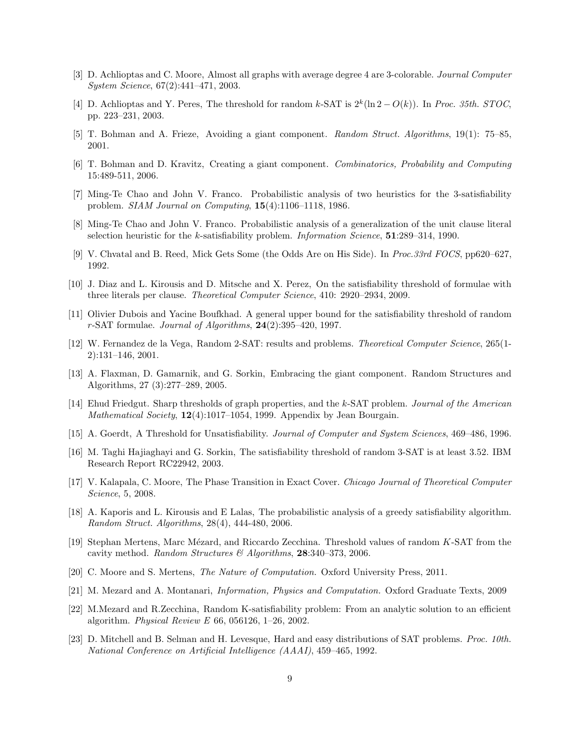[3] D. Achlioptas and C. Moore, Almost all graphs with average degree 4 are 3-colorable. *Journal Computer System Science*, 67(2):441–471, 2003.

[4] D. Achlioptas and Y. Peres, The threshold for random $k$-SAT is $2^k(\ln 2 - O(k))$. In *Proc. 35th. STOC*, pp. 223–231, 2003.

[5] T. Bohman and A. Frieze, Avoiding a giant component. *Random Struct. Algorithms*, 19(1): 75–85, 2001.

[6] T. Bohman and D. Kravitz, Creating a giant component. *Combinatorics, Probability and Computing* 15:489-511, 2006.

[7] Ming-Te Chao and John V. Franco. Probabilistic analysis of two heuristics for the 3-satisfiability problem. *SIAM Journal on Computing*, **15**(4):1106–1118, 1986.

[8] Ming-Te Chao and John V. Franco. Probabilistic analysis of a generalization of the unit clause literal selection heuristic for the $k$-satisfiability problem. *Information Science*, **51**:289–314, 1990.

[9] V. Chvatal and B. Reed, Mick Gets Some (the Odds Are on His Side). In *Proc.33rd FOCS*, pp620–627, 1992.

[10] J. Diaz and L. Kirousis and D. Mitsche and X. Perez, On the satisfiability threshold of formulae with three literals per clause. *Theoretical Computer Science*, 410: 2920–2934, 2009.

[11] Olivier Dubois and Yacine Boufkhad. A general upper bound for the satisfiability threshold of random $r$-SAT formulae. *Journal of Algorithms*, **24**(2):395–420, 1997.

[12] W. Fernandez de la Vega, Random 2-SAT: results and problems. *Theoretical Computer Science*, 265(1-2):131–146, 2001.

[13] A. Flaxman, D. Gamarnik, and G. Sorkin, Embracing the giant component. Random Structures and Algorithms, 27 (3):277–289, 2005.

[14] Ehud Friedgut. Sharp thresholds of graph properties, and the $k$-SAT problem. *Journal of the American Mathematical Society*, **12**(4):1017–1054, 1999. Appendix by Jean Bourgain.

[15] A. Goerdt, A Threshold for Unsatisfiability. *Journal of Computer and System Sciences*, 469–486, 1996.

[16] M. Taghi Hajiaghayi and G. Sorkin, The satisfiability threshold of random 3-SAT is at least 3.52. IBM Research Report RC22942, 2003.

[17] V. Kalapala, C. Moore, The Phase Transition in Exact Cover. *Chicago Journal of Theoretical Computer Science*, 5, 2008.

[18] A. Kaporis and L. Kirousis and E Lalas, The probabilistic analysis of a greedy satisfiability algorithm. *Random Struct. Algorithms*, 28(4), 444-480, 2006.

[19] Stephan Mertens, Marc Mézard, and Riccardo Zecchina. Threshold values of random $K$-SAT from the cavity method. *Random Structures & Algorithms*, **28**:340–373, 2006.

[20] C. Moore and S. Mertens, *The Nature of Computation.* Oxford University Press, 2011.

[21] M. Mezard and A. Montanari, *Information, Physics and Computation.* Oxford Graduate Texts, 2009

[22] M.Mezard and R.Zecchina, Random K-satisfiability problem: From an analytic solution to an efficient algorithm. *Physical Review E* 66, 056126, 1–26, 2002.

[23] D. Mitchell and B. Selman and H. Levesque, Hard and easy distributions of SAT problems. *Proc. 10th. National Conference on Artificial Intelligence (AAAI)*, 459–465, 1992.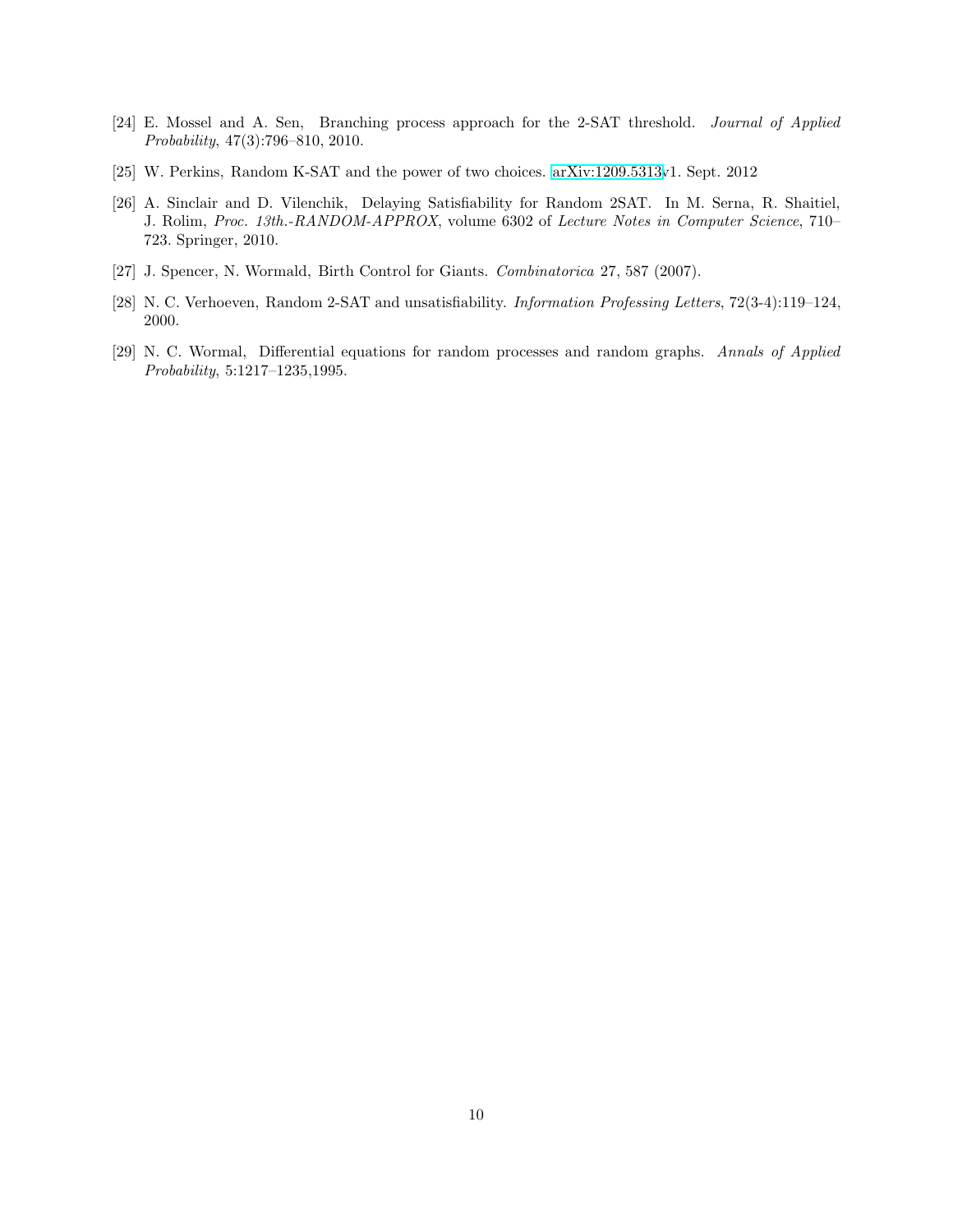[24] E. Mossel and A. Sen, Branching process approach for the 2-SAT threshold. *Journal of Applied Probability*, 47(3):796–810, 2010.

[25] W. Perkins, Random K-SAT and the power of two choices. arXiv:1209.5313v1. Sept. 2012

[26] A. Sinclair and D. Vilenchik, Delaying Satisfiability for Random 2SAT. In M. Serna, R. Shaitiel, J. Rolim, *Proc. 13th.-RANDOM-APPROX*, volume 6302 of *Lecture Notes in Computer Science*, 710–723. Springer, 2010.

[27] J. Spencer, N. Wormald, Birth Control for Giants. *Combinatorica* 27, 587 (2007).

[28] N. C. Verhoeven, Random 2-SAT and unsatisfiability. *Information Professing Letters*, 72(3-4):119–124, 2000.

[29] N. C. Wormal, Differential equations for random processes and random graphs. *Annals of Applied Probability*, 5:1217–1235,1995.